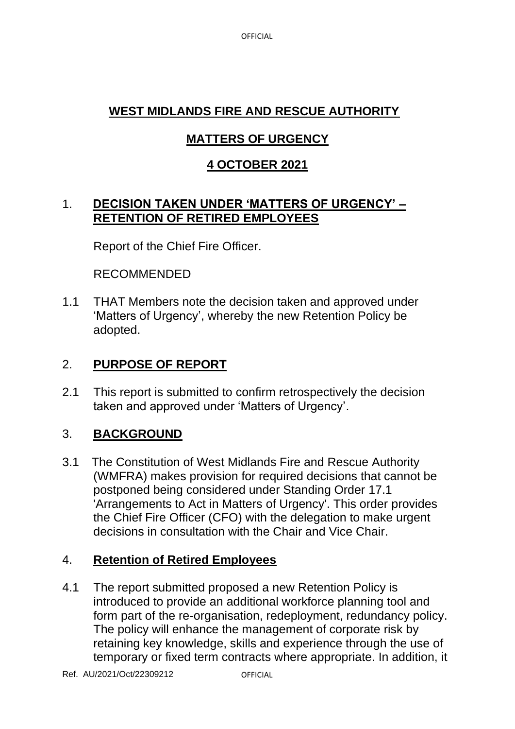# WEST MIDLANDS FIRE AND RESCUE AUTHORITY

## MATTERS OF URGENCY

## 4 OCTOBER 2021

## 1. DECISION TAKEN UNDER 'MATTERS OF URGENCY' – RETENTION OF RETIRED EMPLOYEES

Report of the Chief Fire Officer.

RECOMMENDED

1.1 THAT Members note the decision taken and approved under 'Matters of Urgency', whereby the new Retention Policy be adopted.

## 2. PURPOSE OF REPORT

2.1 This report is submitted to confirm retrospectively the decision taken and approved under 'Matters of Urgency'.

## 3. BACKGROUND

3.1 The Constitution of West Midlands Fire and Rescue Authority (WMFRA) makes provision for required decisions that cannot be postponed being considered under Standing Order 17.1 'Arrangements to Act in Matters of Urgency'. This order provides the Chief Fire Officer (CFO) with the delegation to make urgent decisions in consultation with the Chair and Vice Chair.

## 4. Retention of Retired Employees

4.1 The report submitted proposed a new Retention Policy is introduced to provide an additional workforce planning tool and form part of the re-organisation, redeployment, redundancy policy. The policy will enhance the management of corporate risk by retaining key knowledge, skills and experience through the use of temporary or fixed term contracts where appropriate. In addition, it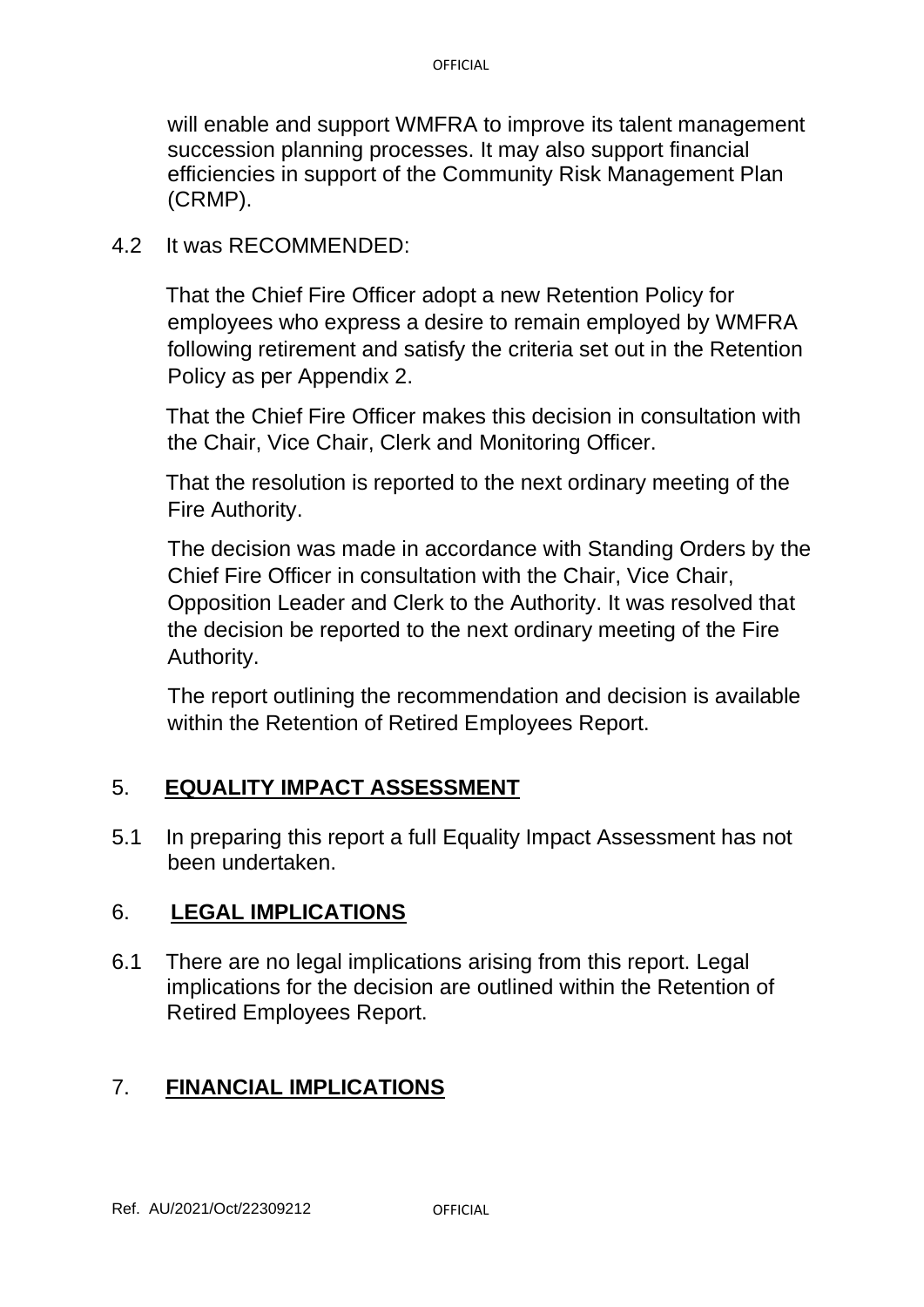will enable and support WMFRA to improve its talent management succession planning processes. It may also support financial efficiencies in support of the Community Risk Management Plan (CRMP).

4.2 It was RECOMMENDED:

That the Chief Fire Officer adopt a new Retention Policy for employees who express a desire to remain employed by WMFRA following retirement and satisfy the criteria set out in the Retention Policy as per Appendix 2.

That the Chief Fire Officer makes this decision in consultation with the Chair, Vice Chair, Clerk and Monitoring Officer.

That the resolution is reported to the next ordinary meeting of the Fire Authority.

The decision was made in accordance with Standing Orders by the Chief Fire Officer in consultation with the Chair, Vice Chair, Opposition Leader and Clerk to the Authority. It was resolved that the decision be reported to the next ordinary meeting of the Fire Authority.

The report outlining the recommendation and decision is available within the Retention of Retired Employees Report.

## 5. EQUALITY IMPACT ASSESSMENT

5.1 In preparing this report a full Equality Impact Assessment has not been undertaken.

## 6. LEGAL IMPLICATIONS

6.1 There are no legal implications arising from this report. Legal implications for the decision are outlined within the Retention of Retired Employees Report.

## 7. FINANCIAL IMPLICATIONS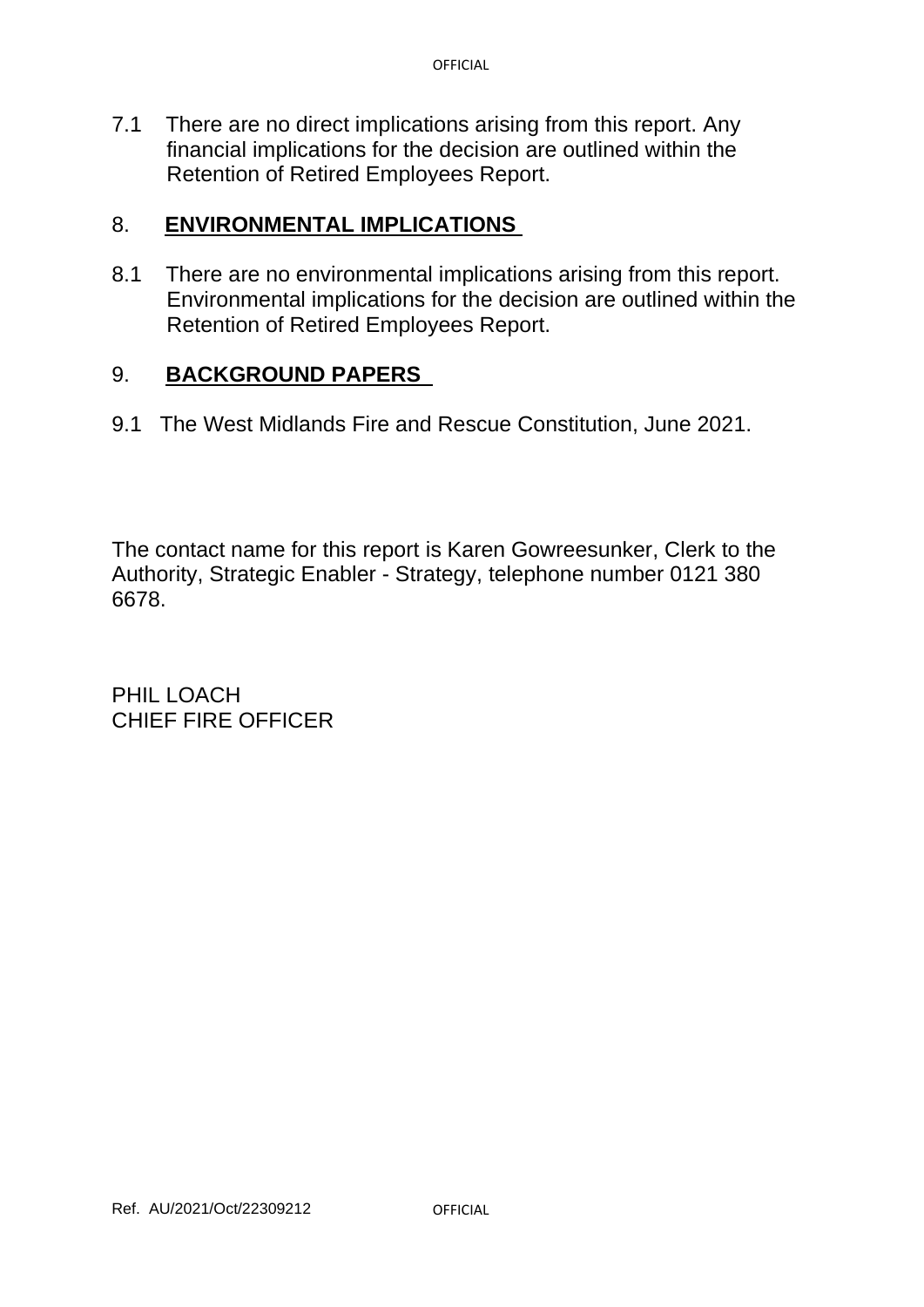7.1 There are no direct implications arising from this report. Any financial implications for the decision are outlined within the Retention of Retired Employees Report.

## 8. ENVIRONMENTAL IMPLICATIONS

8.1 There are no environmental implications arising from this report. Environmental implications for the decision are outlined within the Retention of Retired Employees Report.

## 9. BACKGROUND PAPERS

9.1 The West Midlands Fire and Rescue Constitution, June 2021.

The contact name for this report is Karen Gowreesunker, Clerk to the Authority, Strategic Enabler - Strategy, telephone number 0121 380 6678.

PHIL LOACH
CHIEF FIRE OFFICER

Ref. AU/2021/Oct/22309212